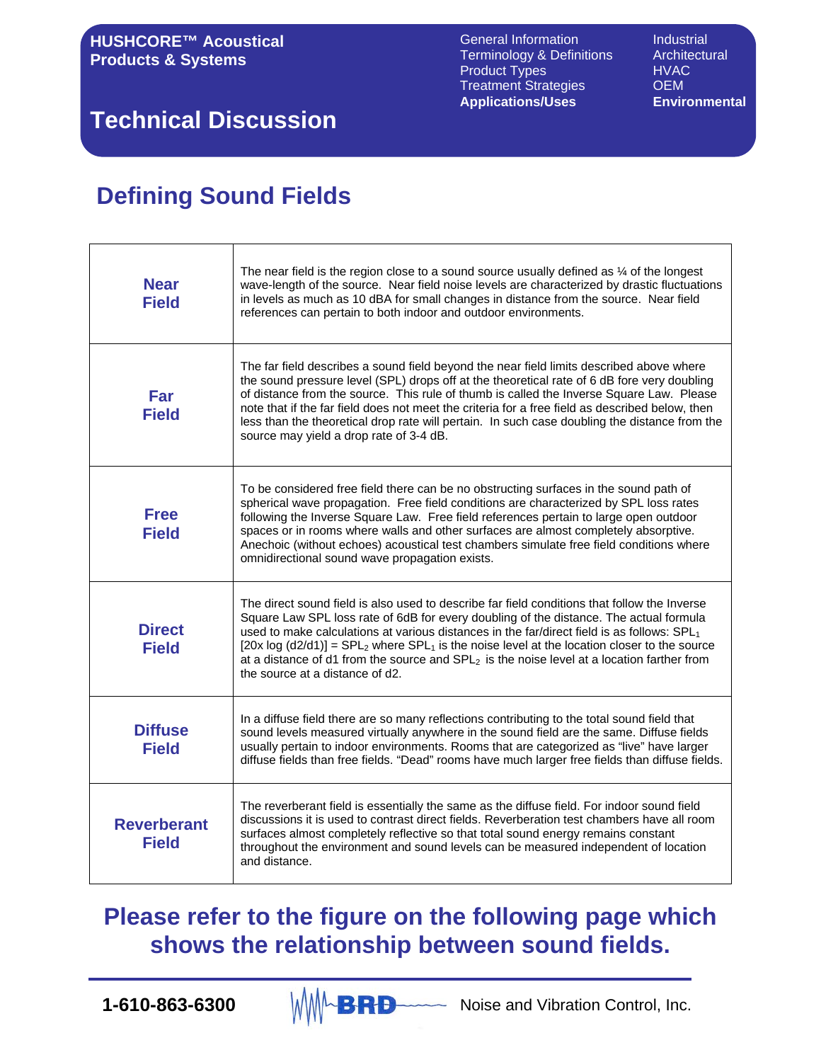**HUSHCORE™ Acoustical Products & Systems**

General Information
Terminology & Definitions
Product Types
Treatment Strategies
**Applications/Uses**

Industrial
Architectural
HVAC
OEM
**Environmental**

# Technical Discussion

## Defining Sound Fields

| | |
|---|---|
| **Near Field** | The near field is the region close to a sound source usually defined as ¼ of the longest wave-length of the source. Near field noise levels are characterized by drastic fluctuations in levels as much as 10 dBA for small changes in distance from the source. Near field references can pertain to both indoor and outdoor environments. |
| **Far Field** | The far field describes a sound field beyond the near field limits described above where the sound pressure level (SPL) drops off at the theoretical rate of 6 dB fore very doubling of distance from the source. This rule of thumb is called the Inverse Square Law. Please note that if the far field does not meet the criteria for a free field as described below, then less than the theoretical drop rate will pertain. In such case doubling the distance from the source may yield a drop rate of 3-4 dB. |
| **Free Field** | To be considered free field there can be no obstructing surfaces in the sound path of spherical wave propagation. Free field conditions are characterized by SPL loss rates following the Inverse Square Law. Free field references pertain to large open outdoor spaces or in rooms where walls and other surfaces are almost completely absorptive. Anechoic (without echoes) acoustical test chambers simulate free field conditions where omnidirectional sound wave propagation exists. |
| **Direct Field** | The direct sound field is also used to describe far field conditions that follow the Inverse Square Law SPL loss rate of 6dB for every doubling of the distance. The actual formula used to make calculations at various distances in the far/direct field is as follows: $SPL_1$ [20x log (d2/d1)] = $SPL_2$ where $SPL_1$ is the noise level at the location closer to the source at a distance of d1 from the source and $SPL_2$ is the noise level at a location farther from the source at a distance of d2. |
| **Diffuse Field** | In a diffuse field there are so many reflections contributing to the total sound field that sound levels measured virtually anywhere in the sound field are the same. Diffuse fields usually pertain to indoor environments. Rooms that are categorized as "live" have larger diffuse fields than free fields. "Dead" rooms have much larger free fields than diffuse fields. |
| **Reverberant Field** | The reverberant field is essentially the same as the diffuse field. For indoor sound field discussions it is used to contrast direct fields. Reverberation test chambers have all room surfaces almost completely reflective so that total sound energy remains constant throughout the environment and sound levels can be measured independent of location and distance. |

## Please refer to the figure on the following page which shows the relationship between sound fields.

**1-610-863-6300** BRD Noise and Vibration Control, Inc.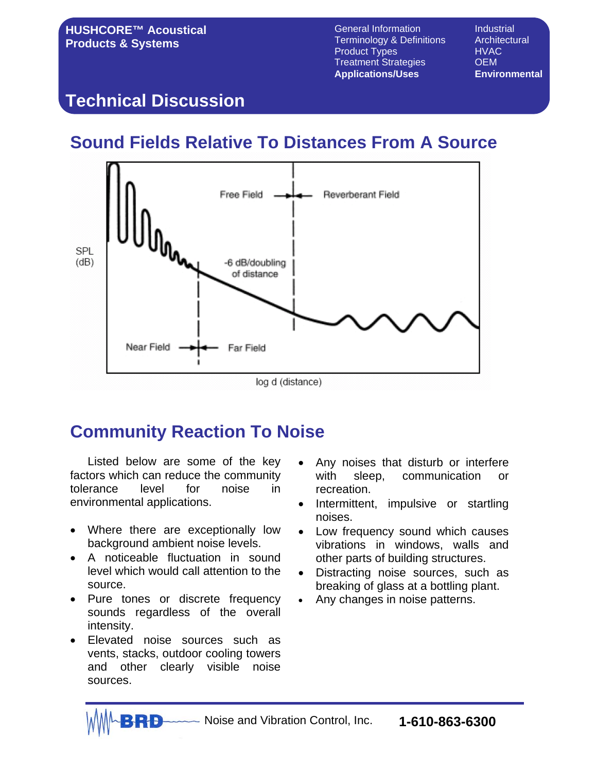## Technical Discussion

## Sound Fields Relative To Distances From A Source

SPL (dB)

Free Field | Reverberant Field

-6 dB/doubling of distance

Near Field | Far Field

log d (distance)

## Community Reaction To Noise

Listed below are some of the key factors which can reduce the community tolerance level for noise in environmental applications.

- Where there are exceptionally low background ambient noise levels.
- A noticeable fluctuation in sound level which would call attention to the source.
- Pure tones or discrete frequency sounds regardless of the overall intensity.
- Elevated noise sources such as vents, stacks, outdoor cooling towers and other clearly visible noise sources.
- Any noises that disturb or interfere with sleep, communication or recreation.
- Intermittent, impulsive or startling noises.
- Low frequency sound which causes vibrations in windows, walls and other parts of building structures.
- Distracting noise sources, such as breaking of glass at a bottling plant.
- Any changes in noise patterns.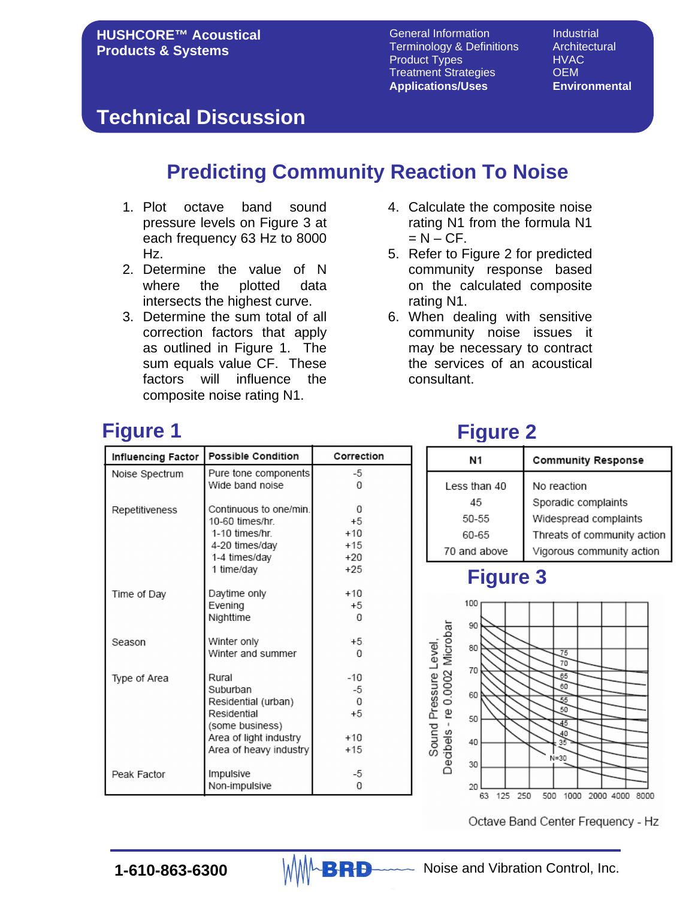## Technical Discussion

# Predicting Community Reaction To Noise

1. Plot octave band sound pressure levels on Figure 3 at each frequency 63 Hz to 8000 Hz.
2. Determine the value of N where the plotted data intersects the highest curve.
3. Determine the sum total of all correction factors that apply as outlined in Figure 1. The sum equals value CF. These factors will influence the composite noise rating N1.
4. Calculate the composite noise rating N1 from the formula N1 = N – CF.
5. Refer to Figure 2 for predicted community response based on the calculated composite rating N1.
6. When dealing with sensitive community noise issues it may be necessary to contract the services of an acoustical consultant.

## Figure 1

| Influencing Factor | Possible Condition | Correction |
|---|---|---|
| Noise Spectrum | Pure tone components | -5 |
| | Wide band noise | 0 |
| Repetitiveness | Continuous to one/min. | 0 |
| | 10-60 times/hr. | +5 |
| | 1-10 times/hr. | +10 |
| | 4-20 times/day | +15 |
| | 1-4 times/day | +20 |
| | 1 time/day | +25 |
| Time of Day | Daytime only | +10 |
| | Evening | +5 |
| | Nighttime | 0 |
| Season | Winter only | +5 |
| | Winter and summer | 0 |
| Type of Area | Rural | -10 |
| | Suburban | -5 |
| | Residential (urban) | 0 |
| | Residential (some business) | +5 |
| | Area of light industry | +10 |
| | Area of heavy industry | +15 |
| Peak Factor | Impulsive | -5 |
| | Non-impulsive | 0 |

## Figure 2

| N1 | Community Response |
|---|---|
| Less than 40 | No reaction |
| 45 | Sporadic complaints |
| 50-55 | Widespread complaints |
| 60-65 | Threats of community action |
| 70 and above | Vigorous community action |

## Figure 3

Sound Pressure Level, Decibels - re 0.0002 Microbar (20–100)

Curves: N=30, 35, 40, 45, 50, 55, 60, 65, 70, 75

Octave Band Center Frequency - Hz (63, 125, 250, 500, 1000, 2000, 4000, 8000)

1-610-863-6300 BRD Noise and Vibration Control, Inc.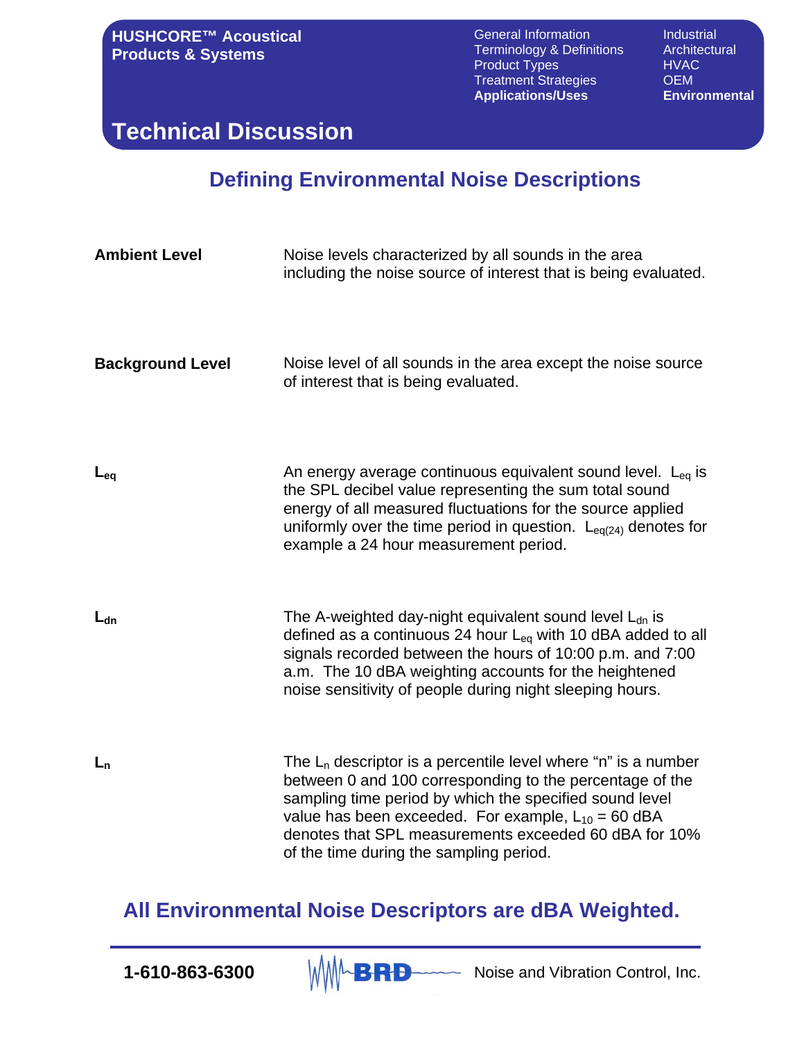# Technical Discussion

## Defining Environmental Noise Descriptions

| | |
|---|---|
| **Ambient Level** | Noise levels characterized by all sounds in the area including the noise source of interest that is being evaluated. |
| **Background Level** | Noise level of all sounds in the area except the noise source of interest that is being evaluated. |
| **$L_{eq}$** | An energy average continuous equivalent sound level. $L_{eq}$ is the SPL decibel value representing the sum total sound energy of all measured fluctuations for the source applied uniformly over the time period in question. $L_{eq(24)}$ denotes for example a 24 hour measurement period. |
| **$L_{dn}$** | The A-weighted day-night equivalent sound level $L_{dn}$ is defined as a continuous 24 hour $L_{eq}$ with 10 dBA added to all signals recorded between the hours of 10:00 p.m. and 7:00 a.m. The 10 dBA weighting accounts for the heightened noise sensitivity of people during night sleeping hours. |
| **$L_n$** | The $L_n$ descriptor is a percentile level where “n” is a number between 0 and 100 corresponding to the percentage of the sampling time period by which the specified sound level value has been exceeded. For example, $L_{10}$ = 60 dBA denotes that SPL measurements exceeded 60 dBA for 10% of the time during the sampling period. |

## All Environmental Noise Descriptors are dBA Weighted.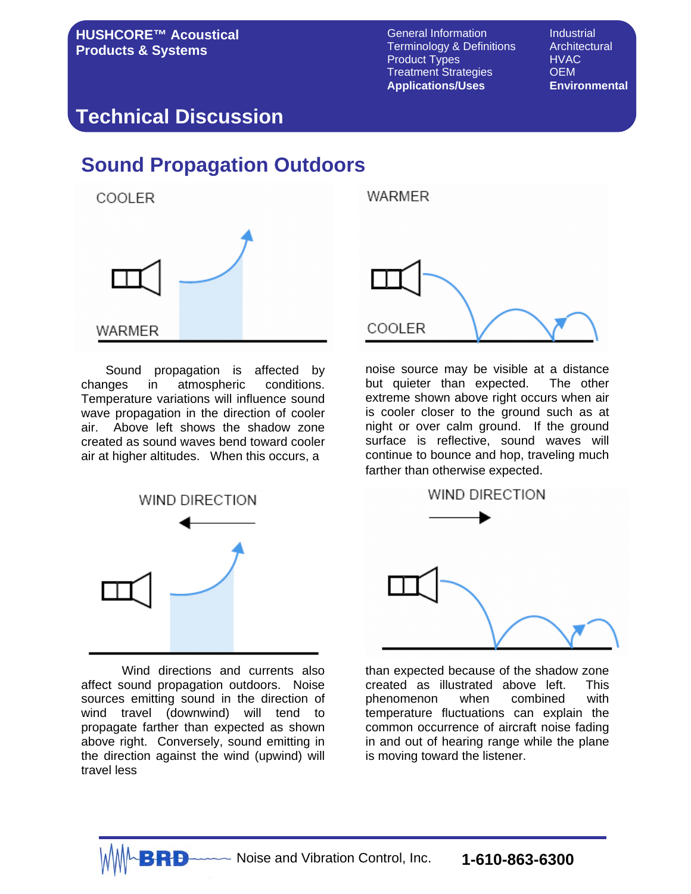# Technical Discussion

## Sound Propagation Outdoors

COOLER

WARMER

WARMER

COOLER

Sound propagation is affected by changes in atmospheric conditions. Temperature variations will influence sound wave propagation in the direction of cooler air. Above left shows the shadow zone created as sound waves bend toward cooler air at higher altitudes. When this occurs, a noise source may be visible at a distance but quieter than expected. The other extreme shown above right occurs when air is cooler closer to the ground such as at night or over calm ground. If the ground surface is reflective, sound waves will continue to bounce and hop, traveling much farther than otherwise expected.

WIND DIRECTION

WIND DIRECTION

Wind directions and currents also affect sound propagation outdoors. Noise sources emitting sound in the direction of wind travel (downwind) will tend to propagate farther than expected as shown above right. Conversely, sound emitting in the direction against the wind (upwind) will travel less than expected because of the shadow zone created as illustrated above left. This phenomenon when combined with temperature fluctuations can explain the common occurrence of aircraft noise fading in and out of hearing range while the plane is moving toward the listener.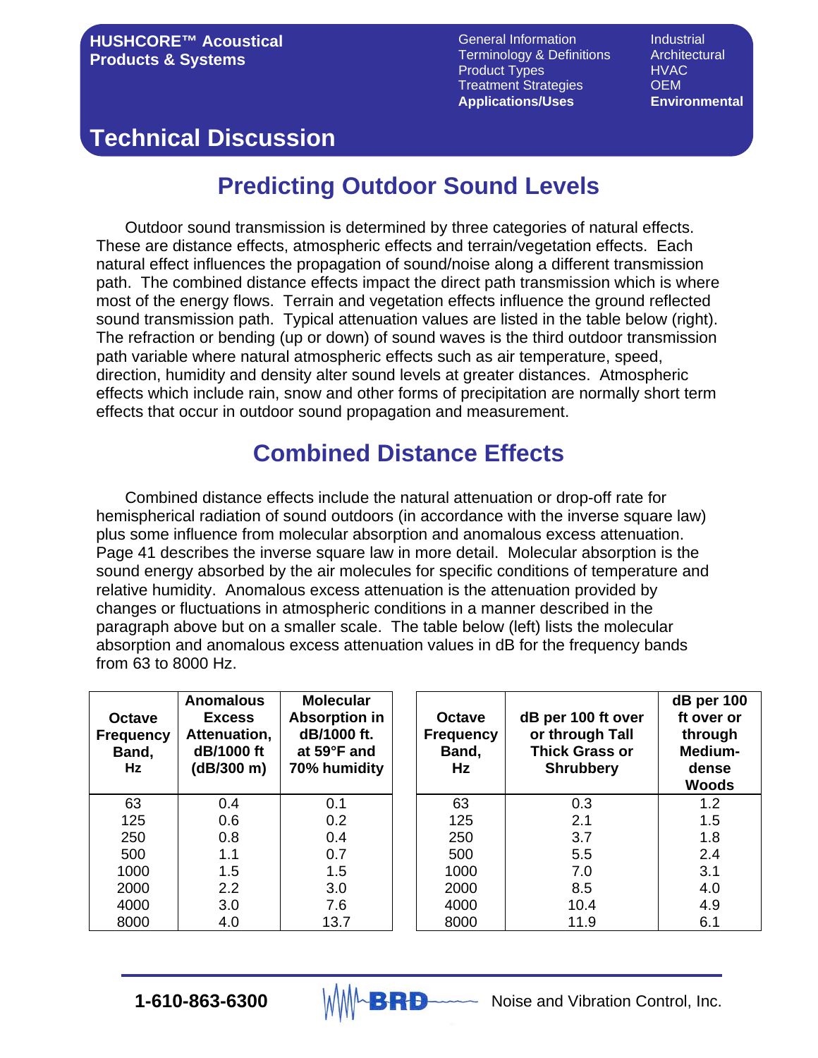# Technical Discussion

## Predicting Outdoor Sound Levels

Outdoor sound transmission is determined by three categories of natural effects. These are distance effects, atmospheric effects and terrain/vegetation effects. Each natural effect influences the propagation of sound/noise along a different transmission path. The combined distance effects impact the direct path transmission which is where most of the energy flows. Terrain and vegetation effects influence the ground reflected sound transmission path. Typical attenuation values are listed in the table below (right). The refraction or bending (up or down) of sound waves is the third outdoor transmission path variable where natural atmospheric effects such as air temperature, speed, direction, humidity and density alter sound levels at greater distances. Atmospheric effects which include rain, snow and other forms of precipitation are normally short term effects that occur in outdoor sound propagation and measurement.

## Combined Distance Effects

Combined distance effects include the natural attenuation or drop-off rate for hemispherical radiation of sound outdoors (in accordance with the inverse square law) plus some influence from molecular absorption and anomalous excess attenuation. Page 41 describes the inverse square law in more detail. Molecular absorption is the sound energy absorbed by the air molecules for specific conditions of temperature and relative humidity. Anomalous excess attenuation is the attenuation provided by changes or fluctuations in atmospheric conditions in a manner described in the paragraph above but on a smaller scale. The table below (left) lists the molecular absorption and anomalous excess attenuation values in dB for the frequency bands from 63 to 8000 Hz.

| Octave Frequency Band, Hz | Anomalous Excess Attenuation, dB/1000 ft (dB/300 m) | Molecular Absorption in dB/1000 ft. at 59°F and 70% humidity |
|---|---|---|
| 63 | 0.4 | 0.1 |
| 125 | 0.6 | 0.2 |
| 250 | 0.8 | 0.4 |
| 500 | 1.1 | 0.7 |
| 1000 | 1.5 | 1.5 |
| 2000 | 2.2 | 3.0 |
| 4000 | 3.0 | 7.6 |
| 8000 | 4.0 | 13.7 |

| Octave Frequency Band, Hz | dB per 100 ft over or through Tall Thick Grass or Shrubbery | dB per 100 ft over or through Medium-dense Woods |
|---|---|---|
| 63 | 0.3 | 1.2 |
| 125 | 2.1 | 1.5 |
| 250 | 3.7 | 1.8 |
| 500 | 5.5 | 2.4 |
| 1000 | 7.0 | 3.1 |
| 2000 | 8.5 | 4.0 |
| 4000 | 10.4 | 4.9 |
| 8000 | 11.9 | 6.1 |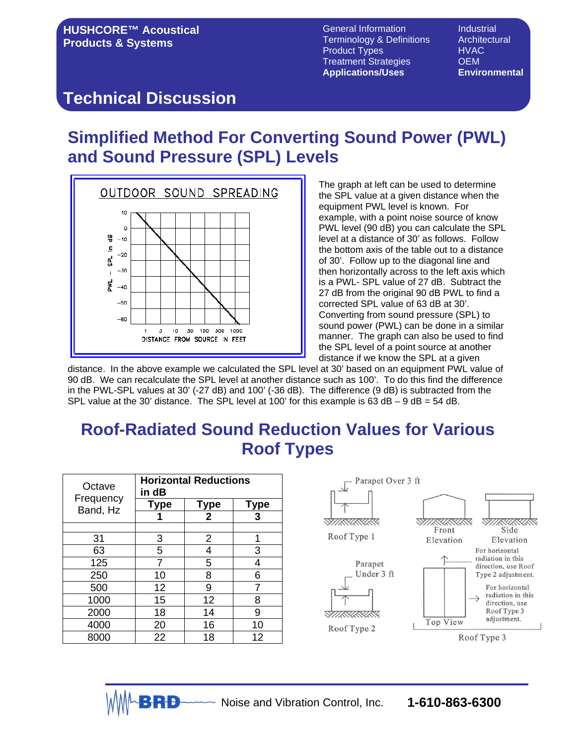HUSHCORE™ Acoustical Products & Systems

General Information
Terminology & Definitions
Product Types
Treatment Strategies
**Applications/Uses**

Industrial
Architectural
HVAC
OEM
**Environmental**

# Technical Discussion

## Simplified Method For Converting Sound Power (PWL) and Sound Pressure (SPL) Levels

OUTDOOR SOUND SPREADING

The graph at left can be used to determine the SPL value at a given distance when the equipment PWL level is known. For example, with a point noise source of know PWL level (90 dB) you can calculate the SPL level at a distance of 30' as follows. Follow the bottom axis of the table out to a distance of 30'. Follow up to the diagonal line and then horizontally across to the left axis which is a PWL- SPL value of 27 dB. Subtract the 27 dB from the original 90 dB PWL to find a corrected SPL value of 63 dB at 30'. Converting from sound pressure (SPL) to sound power (PWL) can be done in a similar manner. The graph can also be used to find the SPL level of a point source at another distance if we know the SPL at a given distance. In the above example we calculated the SPL level at 30' based on an equipment PWL value of 90 dB. We can recalculate the SPL level at another distance such as 100'. To do this find the difference in the PWL-SPL values at 30' (-27 dB) and 100' (-36 dB). The difference (9 dB) is subtracted from the SPL value at the 30' distance. The SPL level at 100' for this example is 63 dB – 9 dB = 54 dB.

## Roof-Radiated Sound Reduction Values for Various Roof Types

| Octave Frequency Band, Hz | Horizontal Reductions in dB | | |
|---|---|---|---|
| | Type 1 | Type 2 | Type 3 |
| 31 | 3 | 2 | 1 |
| 63 | 5 | 4 | 3 |
| 125 | 7 | 5 | 4 |
| 250 | 10 | 8 | 6 |
| 500 | 12 | 9 | 7 |
| 1000 | 15 | 12 | 8 |
| 2000 | 18 | 14 | 9 |
| 4000 | 20 | 16 | 10 |
| 8000 | 22 | 18 | 12 |

Roof Type 1 — Parapet Over 3 ft

Roof Type 2 — Parapet Under 3 ft

Roof Type 3 — Front Elevation, Side Elevation, Top View. For horizontal radiation in this direction, use Roof Type 2 adjustment. For horizontal radiation in this direction, use Roof Type 3 adjustment.

BRD Noise and Vibration Control, Inc. **1-610-863-6300**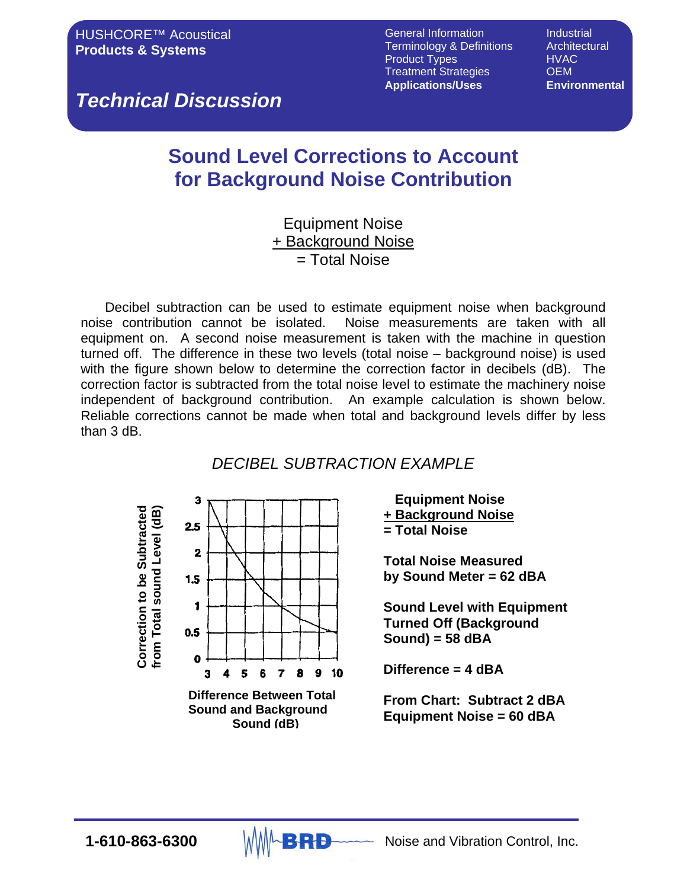HUSHCORE™ Acoustical
**Products & Systems**

General Information
Terminology & Definitions
Product Types
Treatment Strategies
**Applications/Uses**

Industrial
Architectural
HVAC
OEM
**Environmental**

## *Technical Discussion*

# Sound Level Corrections to Account for Background Noise Contribution

Equipment Noise
+ Background Noise
= Total Noise

Decibel subtraction can be used to estimate equipment noise when background noise contribution cannot be isolated. Noise measurements are taken with all equipment on. A second noise measurement is taken with the machine in question turned off. The difference in these two levels (total noise – background noise) is used with the figure shown below to determine the correction factor in decibels (dB). The correction factor is subtracted from the total noise level to estimate the machinery noise independent of background contribution. An example calculation is shown below. Reliable corrections cannot be made when total and background levels differ by less than 3 dB.

### *DECIBEL SUBTRACTION EXAMPLE*

Correction to be Subtracted from Total sound Level (dB)

3
2.5
2
1.5
1
0.5
0

3 4 5 6 7 8 9 10

**Difference Between Total Sound and Background Sound (dB)**

**Equipment Noise**
**+ Background Noise**
**= Total Noise**

**Total Noise Measured by Sound Meter = 62 dBA**

**Sound Level with Equipment Turned Off (Background Sound) = 58 dBA**

**Difference = 4 dBA**

**From Chart: Subtract 2 dBA**
**Equipment Noise = 60 dBA**

**1-610-863-6300** BRD Noise and Vibration Control, Inc.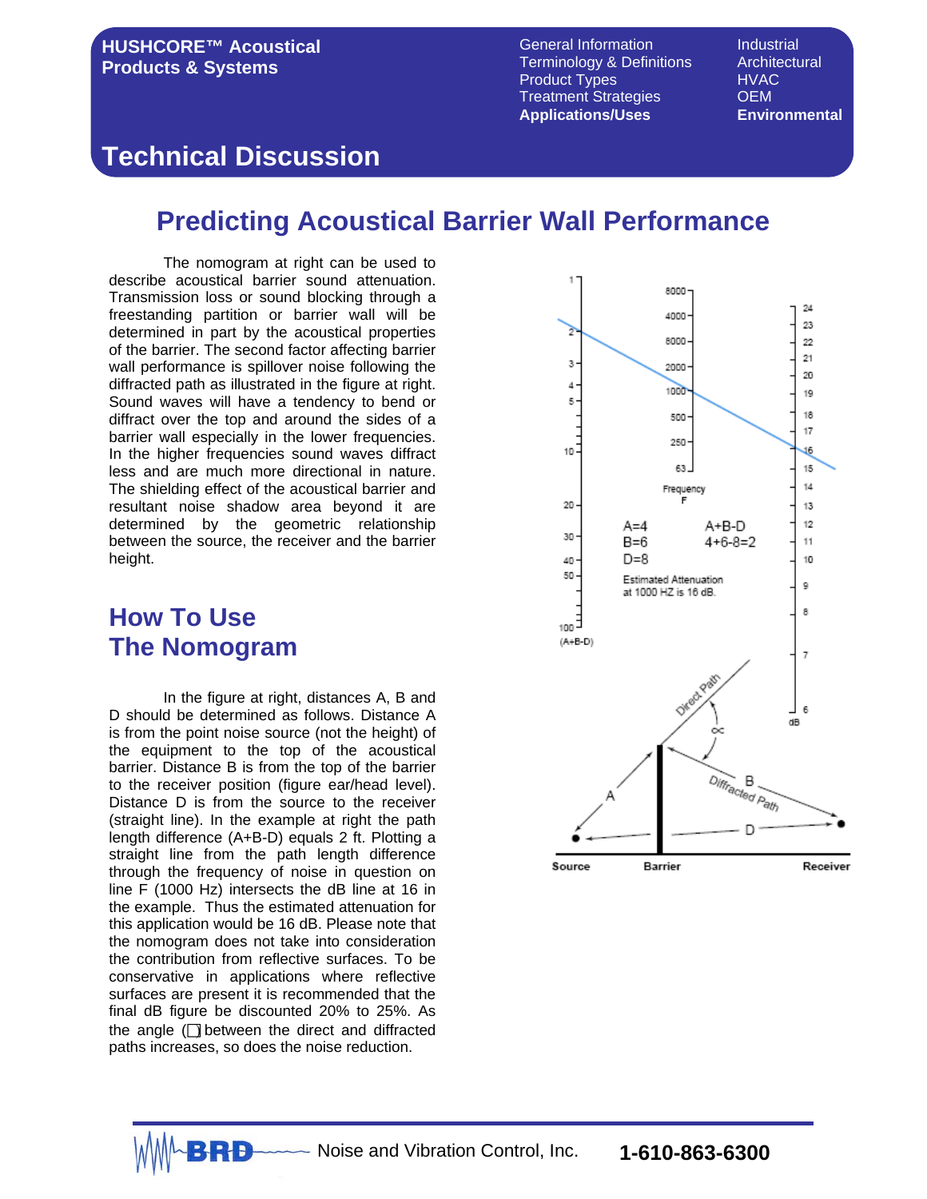# Technical Discussion

## Predicting Acoustical Barrier Wall Performance

The nomogram at right can be used to describe acoustical barrier sound attenuation. Transmission loss or sound blocking through a freestanding partition or barrier wall will be determined in part by the acoustical properties of the barrier. The second factor affecting barrier wall performance is spillover noise following the diffracted path as illustrated in the figure at right. Sound waves will have a tendency to bend or diffract over the top and around the sides of a barrier wall especially in the lower frequencies. In the higher frequencies sound waves diffract less and are much more directional in nature. The shielding effect of the acoustical barrier and resultant noise shadow area beyond it are determined by the geometric relationship between the source, the receiver and the barrier height.

## How To Use The Nomogram

In the figure at right, distances A, B and D should be determined as follows. Distance A is from the point noise source (not the height) of the equipment to the top of the acoustical barrier. Distance B is from the top of the barrier to the receiver position (figure ear/head level). Distance D is from the source to the receiver (straight line). In the example at right the path length difference (A+B-D) equals 2 ft. Plotting a straight line from the path length difference through the frequency of noise in question on line F (1000 Hz) intersects the dB line at 16 in the example. Thus the estimated attenuation for this application would be 16 dB. Please note that the nomogram does not take into consideration the contribution from reflective surfaces. To be conservative in applications where reflective surfaces are present it is recommended that the final dB figure be discounted 20% to 25%. As the angle (∝) between the direct and diffracted paths increases, so does the noise reduction.

A=4
B=6
D=8

A+B-D
4+6-8=2

Estimated Attenuation at 1000 HZ is 16 dB.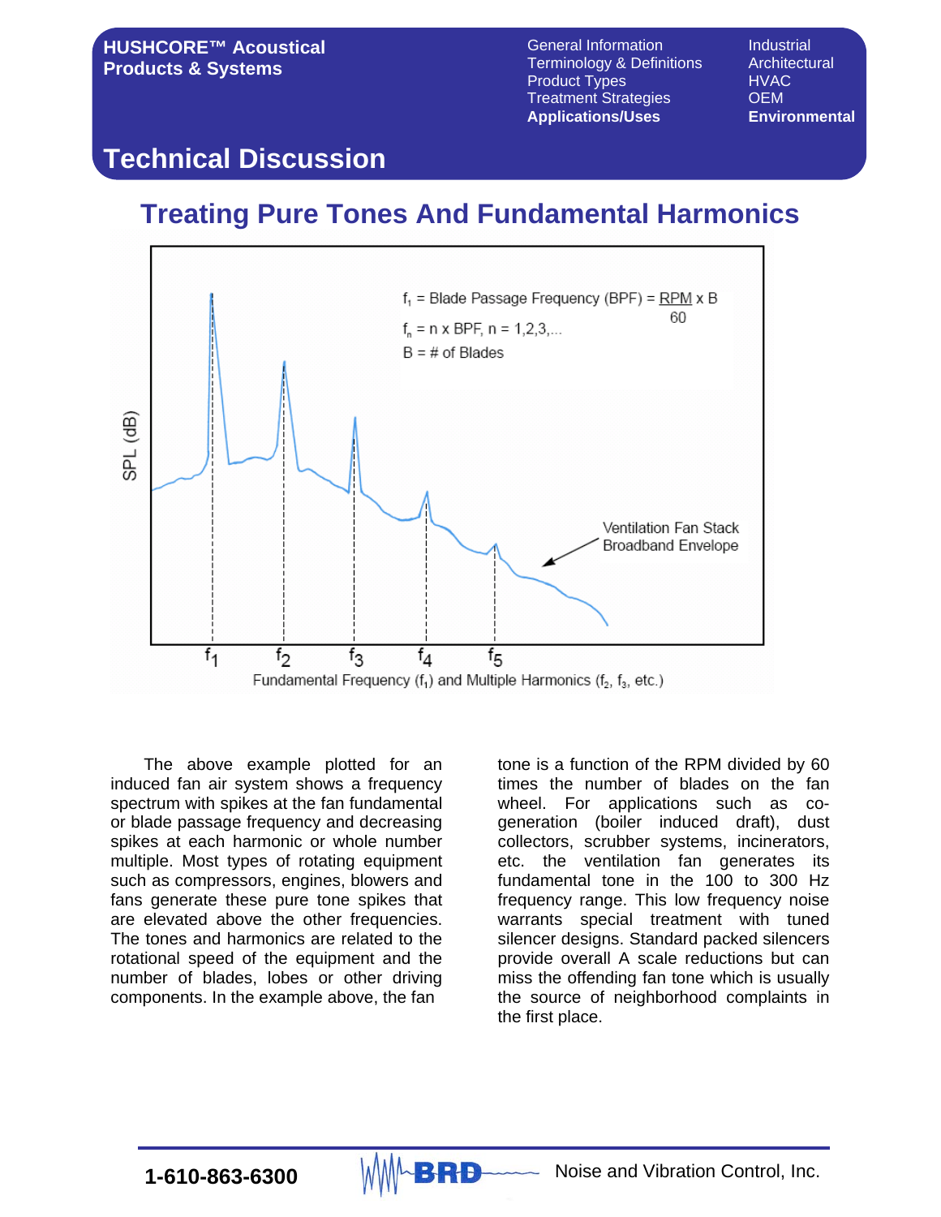**HUSHCORE™ Acoustical Products & Systems**

General Information
Terminology & Definitions
Product Types
Treatment Strategies
**Applications/Uses**

Industrial
Architectural
HVAC
OEM
**Environmental**

# Technical Discussion

## Treating Pure Tones And Fundamental Harmonics

$f_1$ = Blade Passage Frequency (BPF) = $\frac{RPM}{60}$ x B

$f_n$ = n x BPF, n = 1,2,3,...

B = # of Blades

SPL (dB)

Ventilation Fan Stack Broadband Envelope

$f_1$ $f_2$ $f_3$ $f_4$ $f_5$

Fundamental Frequency ($f_1$) and Multiple Harmonics ($f_2$, $f_3$, etc.)

The above example plotted for an induced fan air system shows a frequency spectrum with spikes at the fan fundamental or blade passage frequency and decreasing spikes at each harmonic or whole number multiple. Most types of rotating equipment such as compressors, engines, blowers and fans generate these pure tone spikes that are elevated above the other frequencies. The tones and harmonics are related to the rotational speed of the equipment and the number of blades, lobes or other driving components. In the example above, the fan tone is a function of the RPM divided by 60 times the number of blades on the fan wheel. For applications such as co-generation (boiler induced draft), dust collectors, scrubber systems, incinerators, etc. the ventilation fan generates its fundamental tone in the 100 to 300 Hz frequency range. This low frequency noise warrants special treatment with tuned silencer designs. Standard packed silencers provide overall A scale reductions but can miss the offending fan tone which is usually the source of neighborhood complaints in the first place.

**1-610-863-6300** BRD Noise and Vibration Control, Inc.